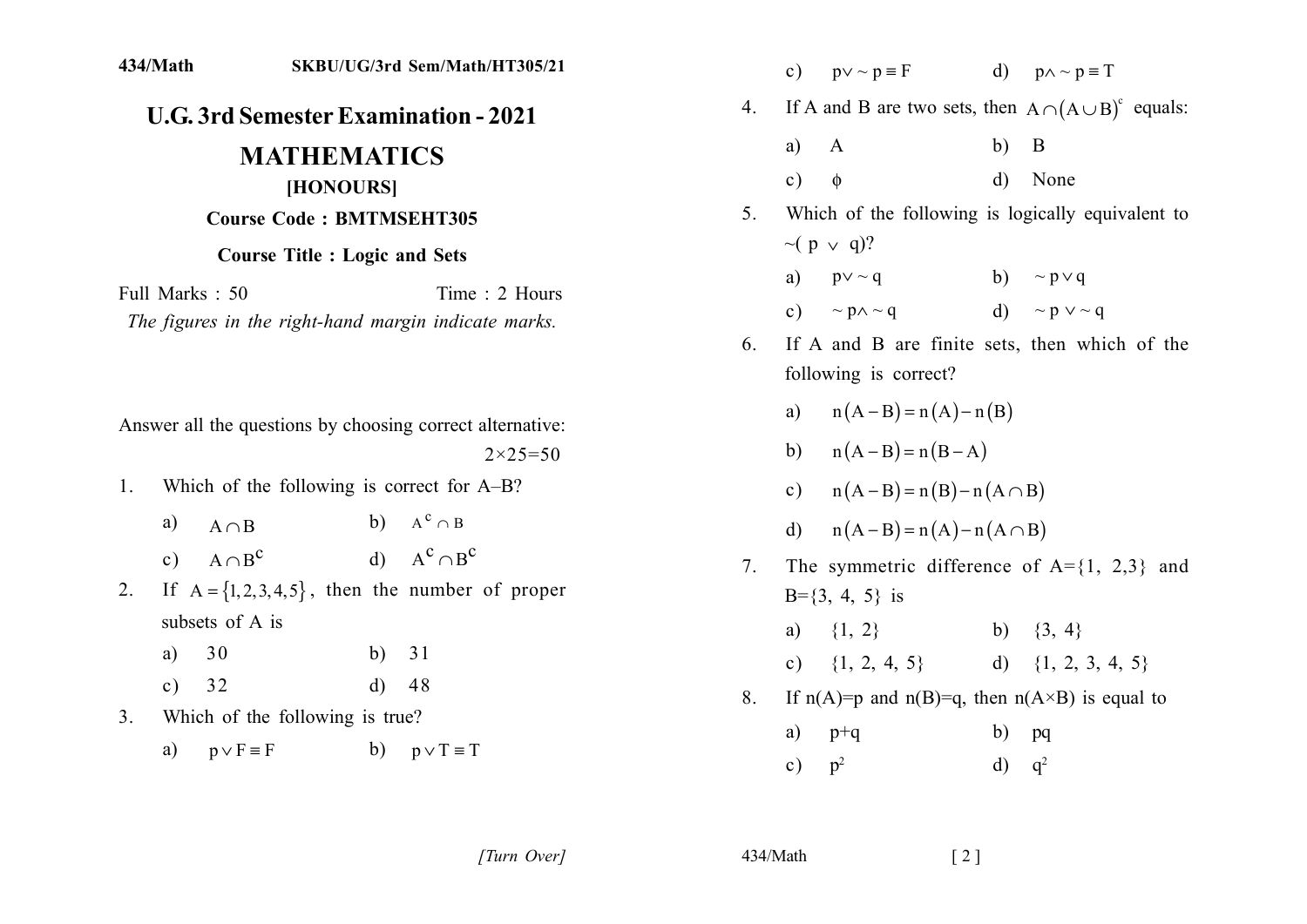# U.G. 3rd Semester Examination - 2021

## MATHEMATICS

### [HONOURS]

**Course Code : BMTMSEHT305**

**Course Title : Logic and Sets**

Full Marks : 50 Time : 2 Hours

*The figures in the right-hand margin indicate marks.*

Answer all the questions by choosing correct alternative:

$2 \times 25 = 50$

1. Which of the following is correct for A–B?
   a) $A \cap B$ b) $A^c \cap B$
   c) $A \cap B^c$ d) $A^c \cap B^c$

2. If $A = \{1, 2, 3, 4, 5\}$, then the number of proper subsets of A is
   a) 30 b) 31
   c) 32 d) 48

3. Which of the following is true?
   a) $p \vee F \equiv F$ b) $p \vee T \equiv T$
   c) $p \vee \sim p \equiv F$ d) $p \wedge \sim p \equiv T$

4. If A and B are two sets, then $A \cap (A \cup B)^c$ equals:
   a) A b) B
   c) $\phi$ d) None

5. Which of the following is logically equivalent to $\sim(p \vee q)$?
   a) $p \vee \sim q$ b) $\sim p \vee q$
   c) $\sim p \wedge \sim q$ d) $\sim p \vee \sim q$

6. If A and B are finite sets, then which of the following is correct?
   a) $n(A-B) = n(A) - n(B)$
   b) $n(A-B) = n(B-A)$
   c) $n(A-B) = n(B) - n(A \cap B)$
   d) $n(A-B) = n(A) - n(A \cap B)$

7. The symmetric difference of A={1, 2,3} and B={3, 4, 5} is
   a) {1, 2} b) {3, 4}
   c) {1, 2, 4, 5} d) {1, 2, 3, 4, 5}

8. If n(A)=p and n(B)=q, then n(A×B) is equal to
   a) p+q b) pq
   c) $p^2$ d) $q^2$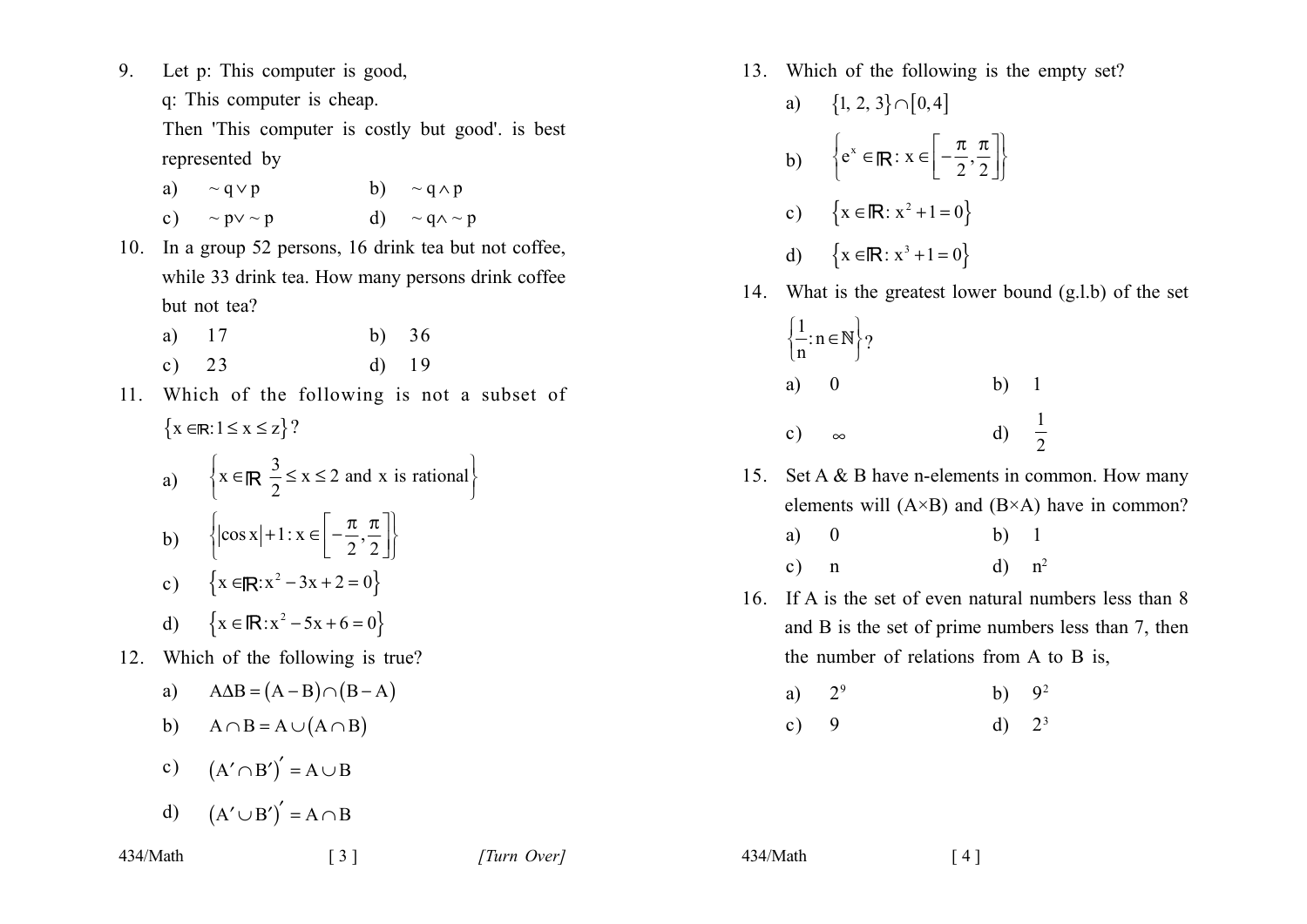9. Let p: This computer is good,

   q: This computer is cheap.

   Then 'This computer is costly but good'. is best represented by

   a) $\sim q \vee p$  b) $\sim q \wedge p$

   c) $\sim p \vee \sim p$  d) $\sim q \wedge \sim p$

10. In a group 52 persons, 16 drink tea but not coffee, while 33 drink tea. How many persons drink coffee but not tea?

    a) 17  b) 36

    c) 23  d) 19

11. Which of the following is not a subset of $\{x \in \mathbb{R}: 1 \leq x \leq z\}$?

    a) $\left\{x \in \mathbb{R}\ \frac{3}{2} \leq x \leq 2 \text{ and x is rational}\right\}$

    b) $\left\{|\cos x| + 1 : x \in \left[-\frac{\pi}{2}, \frac{\pi}{2}\right]\right\}$

    c) $\{x \in \mathbb{R}: x^2 - 3x + 2 = 0\}$

    d) $\{x \in \mathbb{R}: x^2 - 5x + 6 = 0\}$

12. Which of the following is true?

    a) $A \Delta B = (A - B) \cap (B - A)$

    b) $A \cap B = A \cup (A \cap B)$

    c) $(A' \cap B')' = A \cup B$

    d) $(A' \cup B')' = A \cap B$

13. Which of the following is the empty set?

    a) $\{1, 2, 3\} \cap [0, 4]$

    b) $\left\{e^x \in \mathbb{R}: x \in \left[-\frac{\pi}{2}, \frac{\pi}{2}\right]\right\}$

    c) $\{x \in \mathbb{R}: x^2 + 1 = 0\}$

    d) $\{x \in \mathbb{R}: x^3 + 1 = 0\}$

14. What is the greatest lower bound (g.l.b) of the set $\left\{\frac{1}{n} : n \in \mathbb{N}\right\}$?

    a) 0  b) 1

    c) $\infty$  d) $\frac{1}{2}$

15. Set A & B have n-elements in common. How many elements will (A×B) and (B×A) have in common?

    a) 0  b) 1

    c) n  d) $n^2$

16. If A is the set of even natural numbers less than 8 and B is the set of prime numbers less than 7, then the number of relations from A to B is,

    a) $2^9$  b) $9^2$

    c) 9  d) $2^3$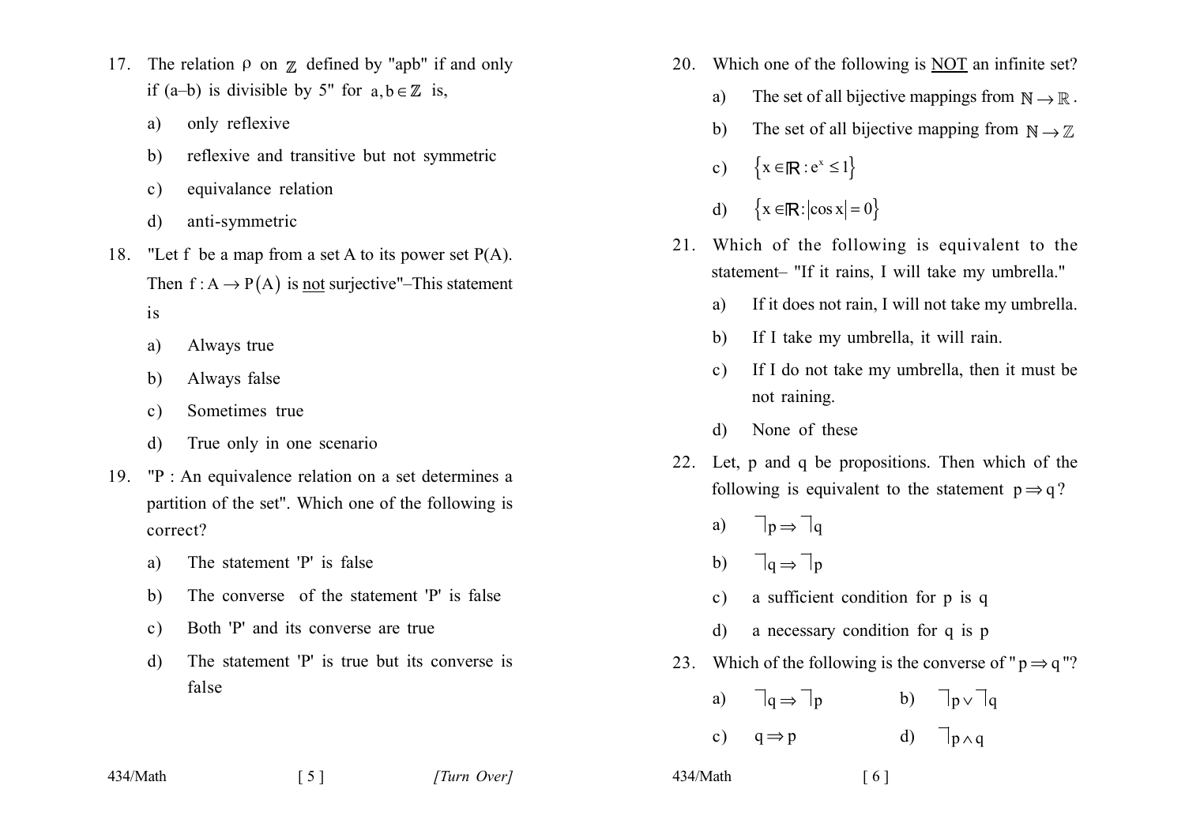17. The relation $\rho$ on $\mathbb{Z}$ defined by "a$\rho$b" if and only if (a–b) is divisible by 5" for $a, b \in \mathbb{Z}$ is,

    a) only reflexive

    b) reflexive and transitive but not symmetric

    c) equivalance relation

    d) anti-symmetric

18. "Let f be a map from a set A to its power set P(A). Then $f : A \rightarrow P(A)$ is not surjective"–This statement is

    a) Always true

    b) Always false

    c) Sometimes true

    d) True only in one scenario

19. "P : An equivalence relation on a set determines a partition of the set". Which one of the following is correct?

    a) The statement 'P' is false

    b) The converse of the statement 'P' is false

    c) Both 'P' and its converse are true

    d) The statement 'P' is true but its converse is false

20. Which one of the following is NOT an infinite set?

    a) The set of all bijective mappings from $\mathbb{N} \rightarrow \mathbb{R}$.

    b) The set of all bijective mapping from $\mathbb{N} \rightarrow \mathbb{Z}$

    c) $\{x \in \mathbb{R} : e^x \leq 1\}$

    d) $\{x \in \mathbb{R} : |\cos x| = 0\}$

21. Which of the following is equivalent to the statement– "If it rains, I will take my umbrella."

    a) If it does not rain, I will not take my umbrella.

    b) If I take my umbrella, it will rain.

    c) If I do not take my umbrella, then it must be not raining.

    d) None of these

22. Let, p and q be propositions. Then which of the following is equivalent to the statement $p \Rightarrow q$?

    a) $\neg p \Rightarrow \neg q$

    b) $\neg q \Rightarrow \neg p$

    c) a sufficient condition for p is q

    d) a necessary condition for q is p

23. Which of the following is the converse of "$p \Rightarrow q$"?

    a) $\neg q \Rightarrow \neg p$

    b) $\neg p \vee \neg q$

    c) $q \Rightarrow p$

    d) $\neg p \wedge q$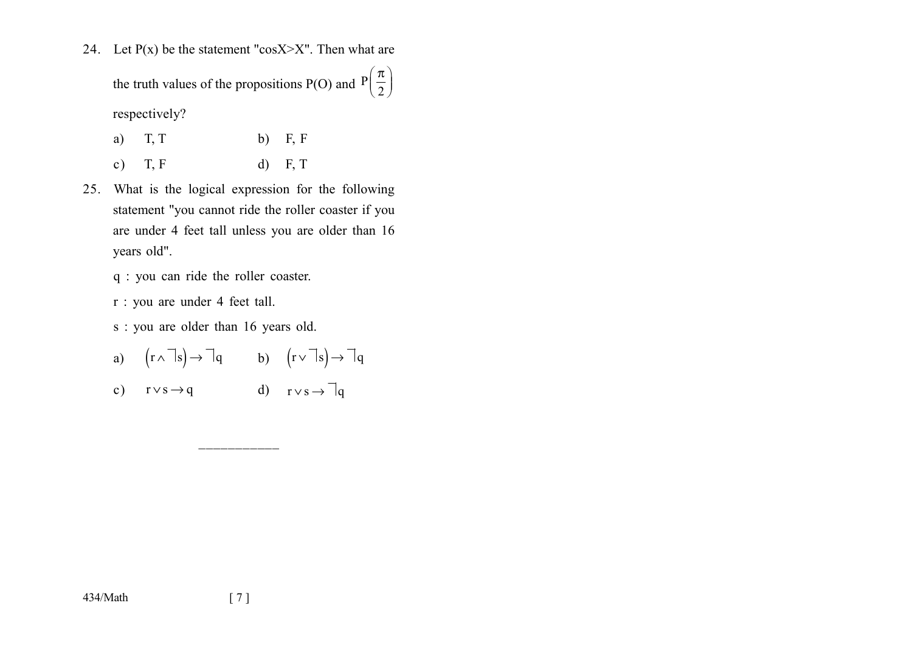24. Let P(x) be the statement "cosX>X". Then what are the truth values of the propositions P(O) and $P\left(\frac{\pi}{2}\right)$ respectively?

a) T, T  b) F, F

c) T, F  d) F, T

25. What is the logical expression for the following statement "you cannot ride the roller coaster if you are under 4 feet tall unless you are older than 16 years old".

q : you can ride the roller coaster.

r : you are under 4 feet tall.

s : you are older than 16 years old.

a) $(r \wedge \neg s) \to \neg q$  b) $(r \vee \neg s) \to \neg q$

c) $r \vee s \to q$  d) $r \vee s \to \neg q$

___________